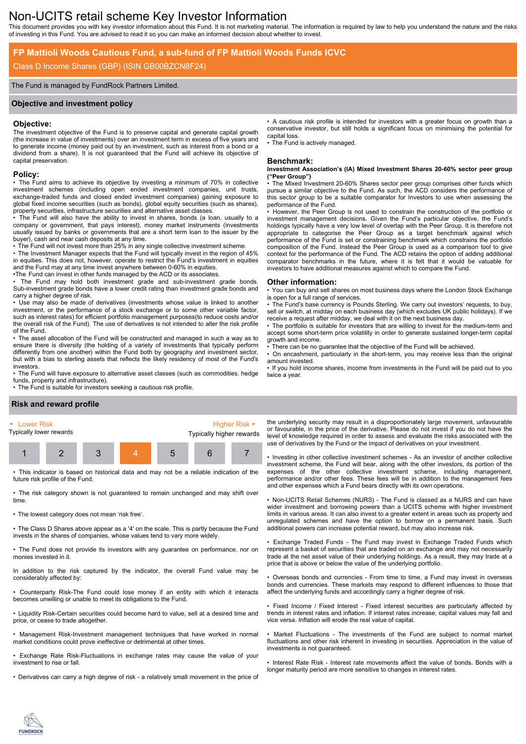# Non-UCITS retail scheme Key Investor Information

This document provides you with key investor information about this Fund. It is not marketing material. The information is required by law to help you understand the nature and the risks of investing in this Fund. You are advised to read it so you can make an informed decision about whether to invest.

## FP Mattioli Woods Cautious Fund, a sub-fund of FP Mattioli Woods Funds ICVC

Class D Income Shares (GBP) (ISIN GB00BZCN8F24)

The Fund is managed by FundRock Partners Limited.

## Objective and investment policy

### Objective:

The investment objective of the Fund is to preserve capital and generate capital growth (the increase in value of investments) over an investment term in excess of five years and to generate income (money paid out by an investment, such as interest from a bond or a dividend from a share). It is not guaranteed that the Fund will achieve its objective of capital preservation.

### Policy:

- The Fund aims to achieve its objective by investing a minimum of 70% in collective investment schemes (including open ended investment companies, unit trusts, exchange-traded funds and closed ended investment companies) gaining exposure to global fixed income securities (such as bonds), global equity securities (such as shares), property securities, infrastructure securities and alternative asset classes.
- The Fund will also have the ability to invest in shares, bonds (a loan, usually to a company or government, that pays interest), money market instruments (investments usually issued by banks or governments that are a short term loan to the issuer by the buyer), cash and near cash deposits at any time.
- The Fund will not invest more than 25% in any single collective investment scheme.
- The Investment Manager expects that the Fund will typically invest in the region of 45% in equities. This does not, however, operate to restrict the Fund's investment in equities and the Fund may at any time invest anywhere between 0-60% in equities.
- The Fund can invest in other funds managed by the ACD or its associates.
- The Fund may hold both investment grade and sub-investment grade bonds. Sub-investment grade bonds have a lower credit rating than investment grade bonds and carry a higher degree of risk.
- Use may also be made of derivatives (investments whose value is linked to another investment, or the performance of a stock exchange or to some other variable factor, such as interest rates) for efficient portfolio management purposes(to reduce costs and/or the overall risk of the Fund). The use of derivatives is not intended to alter the risk profile of the Fund.
- The asset allocation of the Fund will be constructed and managed in such a way as to ensure there is diversity (the holding of a variety of investments that typically perform differently from one another) within the Fund both by geography and investment sector, but with a bias to sterling assets that reflects the likely residency of most of the Fund's investors.
- The Fund will have exposure to alternative asset classes (such as commodities. hedge funds, property and infrastructure).
- The Fund is suitable for investors seeking a cautious risk profile.
- A cautious risk profile is intended for investors with a greater focus on growth than a conservative investor, but still holds a significant focus on minimising the potential for capital loss.
- The Fund is actively managed.

### Benchmark:

**Investment Association's (IA) Mixed Investment Shares 20-60% sector peer group ("Peer Group")**

- The Mixed Investment 20-60% Shares sector peer group comprises other funds which pursue a similar objective to the Fund. As such, the ACD considers the performance of this sector group to be a suitable comparator for Investors to use when assessing the performance of the Fund.
- However, the Peer Group is not used to constrain the construction of the portfolio or investment management decisions. Given the Fund's particular objective, the Fund's holdings typically have a very low level of overlap with the Peer Group. It is therefore not appropriate to categorise the Peer Group as a target benchmark against which performance of the Fund is set or constraining benchmark which constrains the portfolio composition of the Fund. Instead the Peer Group is used as a comparison tool to give context for the performance of the Fund. The ACD retains the option of adding additional comparator benchmarks in the future, where it is felt that it would be valuable for investors to have additional measures against which to compare the Fund.

### Other information:

- You can buy and sell shares on most business days where the London Stock Exchange is open for a full range of services.
- The Fund's base currency is Pounds Sterling. We carry out investors' requests, to buy, sell or switch, at midday on each business day (which excludes UK public holidays). If we receive a request after midday, we deal with it on the next business day.
- The portfolio is suitable for investors that are willing to invest for the medium-term and accept some short-term price volatility in order to generate sustained longer-term capital growth and income.
- There can be no guarantee that the objective of the Fund will be achieved.
- On encashment, particularly in the short-term, you may receive less than the original amount invested.
- If you hold income shares, income from investments in the Fund will be paid out to you twice a year.

## Risk and reward profile

| ◄ Lower Risk | | | | | | Higher Risk ► |
|---|---|---|---|---|---|---|
| Typically lower rewards | | | | | | Typically higher rewards |
| 1 | 2 | 3 | **4** | 5 | 6 | 7 |

- This indicator is based on historical data and may not be a reliable indication of the future risk profile of the Fund.
- The risk category shown is not guaranteed to remain unchanged and may shift over time.
- The lowest category does not mean 'risk free'.
- The Class D Shares above appear as a '4' on the scale. This is partly because the Fund invests in the shares of companies, whose values tend to vary more widely.
- The Fund does not provide its investors with any guarantee on performance, nor on monies invested in it.

In addition to the risk captured by the indicator, the overall Fund value may be considerably affected by:

- Counterparty Risk-The Fund could lose money if an entity with which it interacts becomes unwilling or unable to meet its obligations to the Fund.
- Liquidity Risk-Certain securities could become hard to value, sell at a desired time and price, or cease to trade altogether.
- Management Risk-Investment management techniques that have worked in normal market conditions could prove ineffective or detrimental at other times.
- Exchange Rate Risk-Fluctuations in exchange rates may cause the value of your investment to rise or fall.
- Derivatives can carry a high degree of risk - a relatively small movement in the price of the underlying security may result in a disproportionately large movement, unfavourable or favourable, in the price of the derivative. Please do not invest if you do not have the level of knowledge required in order to assess and evaluate the risks associated with the use of derivatives by the Fund or the impact of derivatives on your investment.
- Investing in other collective investment schemes - As an investor of another collective investment scheme, the Fund will bear, along with the other investors, its portion of the expenses of the other collective investment scheme, including management, performance and/or other fees. These fees will be in addition to the management fees and other expenses which a Fund bears directly with its own operations.
- Non-UCITS Retail Schemes (NURS) - The Fund is classed as a NURS and can have wider investment and borrowing powers than a UCITS scheme with higher investment limits in various areas. It can also invest to a greater extent in areas such as property and unregulated schemes and have the option to borrow on a permanent basis. Such additional powers can increase potential reward, but may also increase risk.
- Exchange Traded Funds - The Fund may invest in Exchange Traded Funds which represent a basket of securities that are traded on an exchange and may not necessarily trade at the net asset value of their underlying holdings. As a result, they may trade at a price that is above or below the value of the underlying portfolio.
- Overseas bonds and currencies - From time to time, a Fund may invest in overseas bonds and currencies. These markets may respond to different influences to those that affect the underlying funds and accordingly carry a higher degree of risk.
- Fixed Income / Fixed Interest - Fixed interest securities are particularly affected by trends in interest rates and inflation. If interest rates increase, capital values may fall and vice versa. Inflation will erode the real value of capital.
- Market Fluctuations - The investments of the Fund are subject to normal market fluctuations and other risk inherent in investing in securities. Appreciation in the value of investments is not guaranteed.
- Interest Rate Risk - Interest rate movements affect the value of bonds. Bonds with a longer maturity period are more sensitive to changes in interest rates.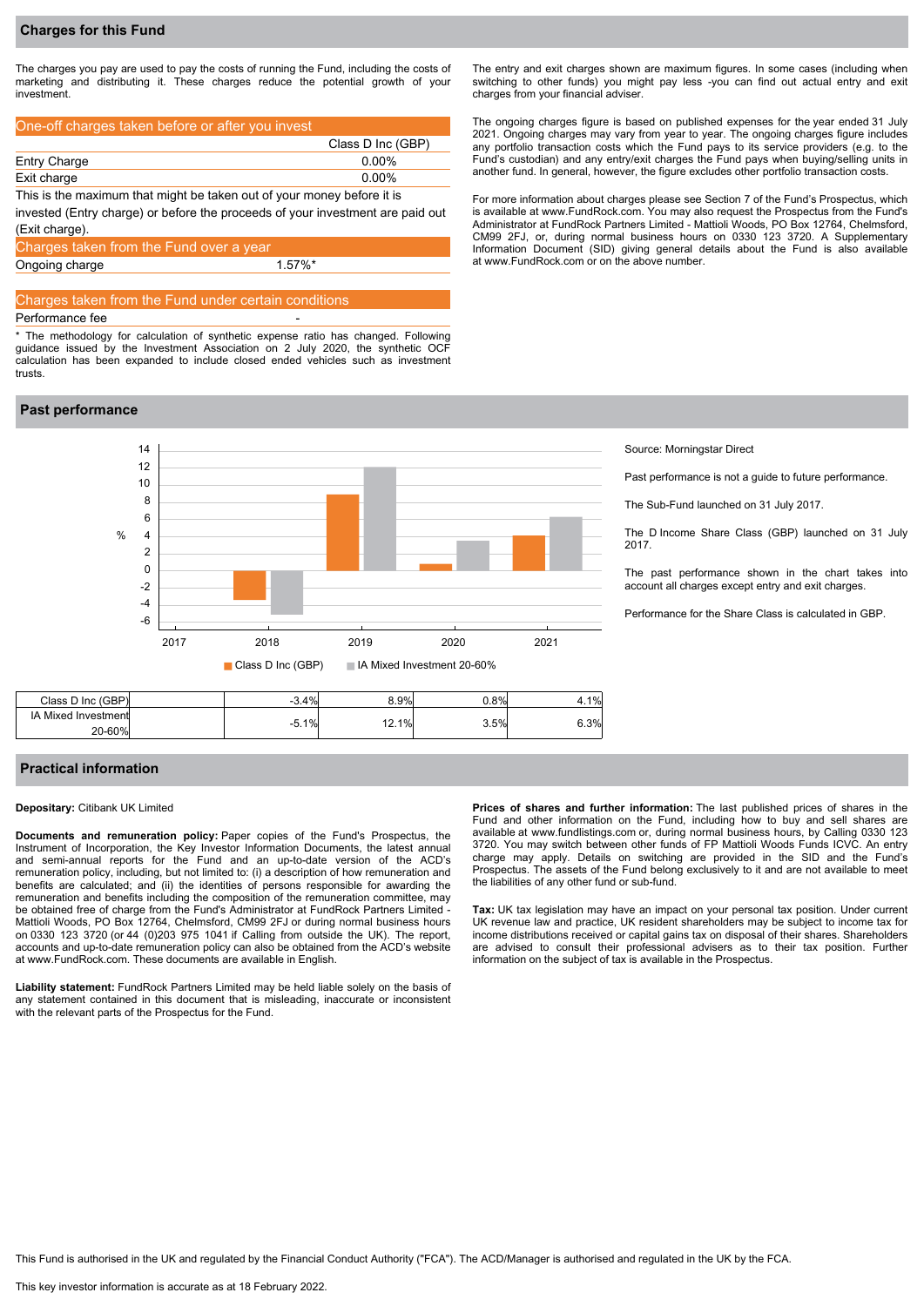## Charges for this Fund

The charges you pay are used to pay the costs of running the Fund, including the costs of marketing and distributing it. These charges reduce the potential growth of your investment.

| One-off charges taken before or after you invest | |
|---|---|
| | Class D Inc (GBP) |
| Entry Charge | 0.00% |
| Exit charge | 0.00% |

This is the maximum that might be taken out of your money before it is invested (Entry charge) or before the proceeds of your investment are paid out (Exit charge).

| Charges taken from the Fund over a year | |
|---|---|
| Ongoing charge | 1.57%* |

| Charges taken from the Fund under certain conditions | |
|---|---|
| Performance fee | - |

\* The methodology for calculation of synthetic expense ratio has changed. Following guidance issued by the Investment Association on 2 July 2020, the synthetic OCF calculation has been expanded to include closed ended vehicles such as investment trusts.

The entry and exit charges shown are maximum figures. In some cases (including when switching to other funds) you might pay less -you can find out actual entry and exit charges from your financial adviser.

The ongoing charges figure is based on published expenses for the year ended 31 July 2021. Ongoing charges may vary from year to year. The ongoing charges figure includes any portfolio transaction costs which the Fund pays to its service providers (e.g. to the Fund's custodian) and any entry/exit charges the Fund pays when buying/selling units in another fund. In general, however, the figure excludes other portfolio transaction costs.

For more information about charges please see Section 7 of the Fund's Prospectus, which is available at www.FundRock.com. You may also request the Prospectus from the Fund's Administrator at FundRock Partners Limited - Mattioli Woods, PO Box 12764, Chelmsford, CM99 2FJ, or, during normal business hours on 0330 123 3720. A Supplementary Information Document (SID) giving general details about the Fund is also available at www.FundRock.com or on the above number.

## Past performance

%
14
12
10
8
6
4
2
0
-2
-4
-6
2017 2018 2019 2020 2021
Class D Inc (GBP) IA Mixed Investment 20-60%

| | 2018 | 2019 | 2020 | 2021 |
|---|---|---|---|---|
| Class D Inc (GBP) | -3.4% | 8.9% | 0.8% | 4.1% |
| IA Mixed Investment 20-60% | -5.1% | 12.1% | 3.5% | 6.3% |

Source: Morningstar Direct

Past performance is not a guide to future performance.

The Sub-Fund launched on 31 July 2017.

The D Income Share Class (GBP) launched on 31 July 2017.

The past performance shown in the chart takes into account all charges except entry and exit charges.

Performance for the Share Class is calculated in GBP.

## Practical information

**Depositary:** Citibank UK Limited

**Documents and remuneration policy:** Paper copies of the Fund's Prospectus, the Instrument of Incorporation, the Key Investor Information Documents, the latest annual and semi-annual reports for the Fund and an up-to-date version of the ACD's remuneration policy, including, but not limited to: (i) a description of how remuneration and benefits are calculated; and (ii) the identities of persons responsible for awarding the remuneration and benefits including the composition of the remuneration committee, may be obtained free of charge from the Fund's Administrator at FundRock Partners Limited - Mattioli Woods, PO Box 12764, Chelmsford, CM99 2FJ or during normal business hours on 0330 123 3720 (or 44 (0)203 975 1041 if Calling from outside the UK). The report, accounts and up-to-date remuneration policy can also be obtained from the ACD's website at www.FundRock.com. These documents are available in English.

**Liability statement:** FundRock Partners Limited may be held liable solely on the basis of any statement contained in this document that is misleading, inaccurate or inconsistent with the relevant parts of the Prospectus for the Fund.

**Prices of shares and further information:** The last published prices of shares in the Fund and other information on the Fund, including how to buy and sell shares are available at www.fundlistings.com or, during normal business hours, by Calling 0330 123 3720. You may switch between other funds of FP Mattioli Woods Funds ICVC. An entry charge may apply. Details on switching are provided in the SID and the Fund's Prospectus. The assets of the Fund belong exclusively to it and are not available to meet the liabilities of any other fund or sub-fund.

**Tax:** UK tax legislation may have an impact on your personal tax position. Under current UK revenue law and practice, UK resident shareholders may be subject to income tax for income distributions received or capital gains tax on disposal of their shares. Shareholders are advised to consult their professional advisers as to their tax position. Further information on the subject of tax is available in the Prospectus.

This Fund is authorised in the UK and regulated by the Financial Conduct Authority ("FCA"). The ACD/Manager is authorised and regulated in the UK by the FCA.

This key investor information is accurate as at 18 February 2022.